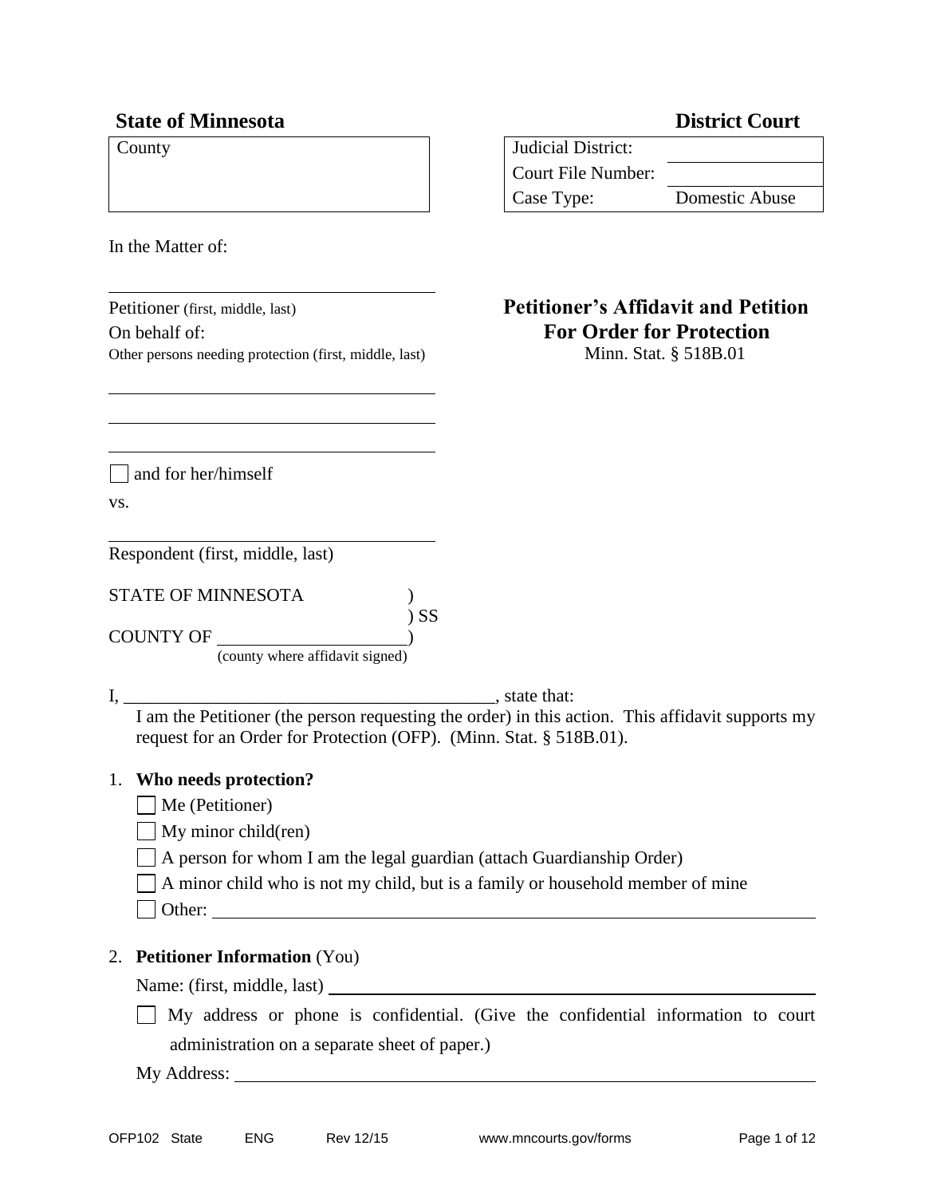**State of Minnesota** **District Court**

| County | |
|---|---|
| | |

| | |
|---|---|
| Judicial District: | |
| Court File Number: | |
| Case Type: | Domestic Abuse |

In the Matter of:

\_\_\_\_\_\_\_\_\_\_\_\_\_\_\_\_\_\_\_\_\_\_\_\_\_\_\_\_\_\_\_\_\_\_\_\_

Petitioner (first, middle, last)
On behalf of:
Other persons needing protection (first, middle, last)

\_\_\_\_\_\_\_\_\_\_\_\_\_\_\_\_\_\_\_\_\_\_\_\_\_\_\_\_\_\_\_\_\_\_\_\_

\_\_\_\_\_\_\_\_\_\_\_\_\_\_\_\_\_\_\_\_\_\_\_\_\_\_\_\_\_\_\_\_\_\_\_\_

\_\_\_\_\_\_\_\_\_\_\_\_\_\_\_\_\_\_\_\_\_\_\_\_\_\_\_\_\_\_\_\_\_\_\_\_

☐ and for her/himself

vs.

\_\_\_\_\_\_\_\_\_\_\_\_\_\_\_\_\_\_\_\_\_\_\_\_\_\_\_\_\_\_\_\_\_\_\_\_

Respondent (first, middle, last)

## Petitioner's Affidavit and Petition For Order for Protection

Minn. Stat. § 518B.01

STATE OF MINNESOTA )
) SS
COUNTY OF \_\_\_\_\_\_\_\_\_\_\_\_\_\_\_\_\_\_\_\_)
(county where affidavit signed)

I, \_\_\_\_\_\_\_\_\_\_\_\_\_\_\_\_\_\_\_\_\_\_\_\_\_\_\_\_\_\_\_\_\_\_\_\_\_\_\_\_\_\_, state that:
I am the Petitioner (the person requesting the order) in this action. This affidavit supports my request for an Order for Protection (OFP). (Minn. Stat. § 518B.01).

1. **Who needs protection?**
   - ☐ Me (Petitioner)
   - ☐ My minor child(ren)
   - ☐ A person for whom I am the legal guardian (attach Guardianship Order)
   - ☐ A minor child who is not my child, but is a family or household member of mine
   - ☐ Other: \_\_\_\_\_\_\_\_\_\_\_\_\_\_\_\_\_\_\_\_\_\_\_\_\_\_\_\_\_\_\_\_\_\_\_\_\_\_\_\_\_\_\_\_\_\_\_\_\_\_\_\_

2. **Petitioner Information** (You)

   Name: (first, middle, last) \_\_\_\_\_\_\_\_\_\_\_\_\_\_\_\_\_\_\_\_\_\_\_\_\_\_\_\_\_\_\_\_\_\_\_\_\_\_\_\_\_\_\_\_

   ☐ My address or phone is confidential. (Give the confidential information to court administration on a separate sheet of paper.)

   My Address: \_\_\_\_\_\_\_\_\_\_\_\_\_\_\_\_\_\_\_\_\_\_\_\_\_\_\_\_\_\_\_\_\_\_\_\_\_\_\_\_\_\_\_\_\_\_\_\_\_\_\_\_

OFP102 State ENG Rev 12/15 www.mncourts.gov/forms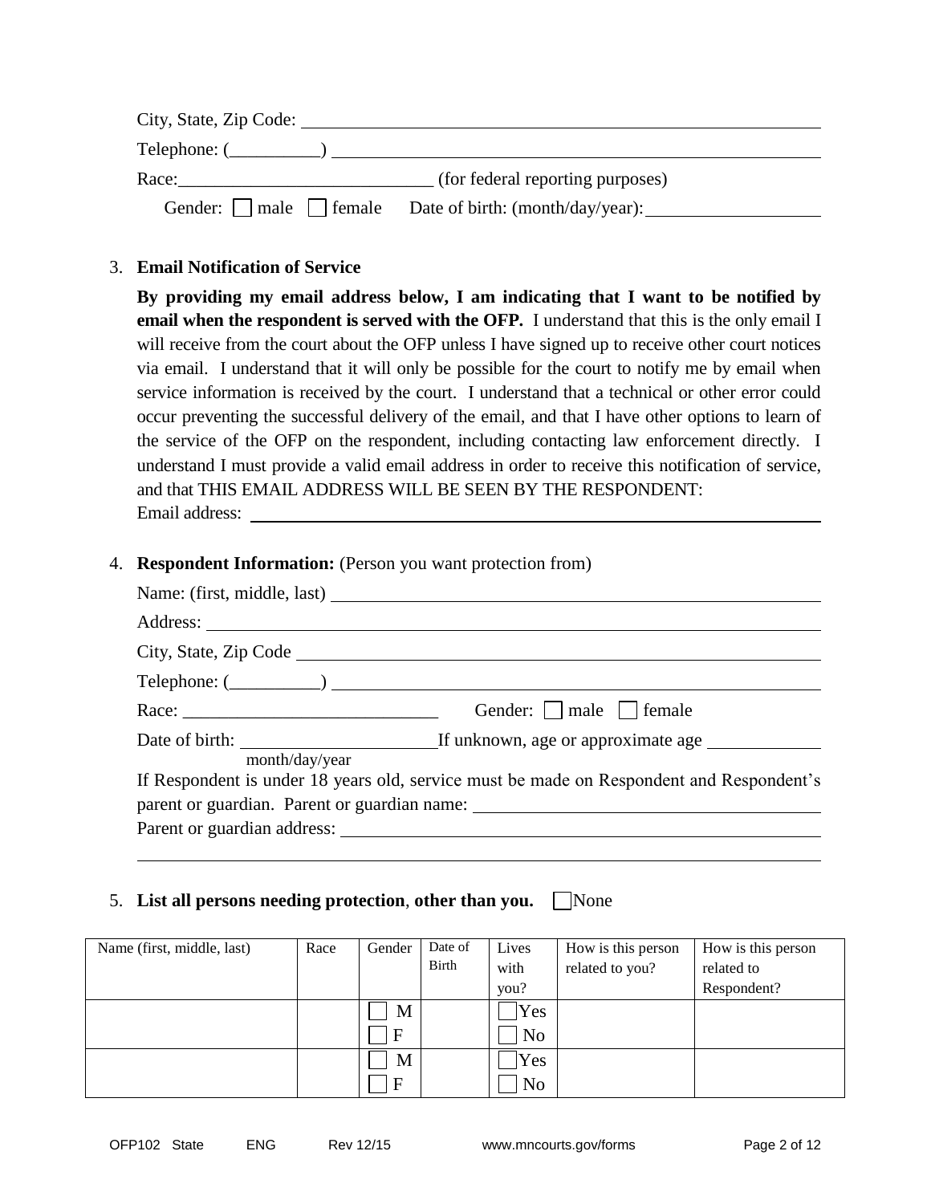City, State, Zip Code: ______________________________________________

Telephone: (__________) ______________________________________________

Race:____________________________ (for federal reporting purposes)

Gender: ☐ male ☐ female Date of birth: (month/day/year):__________________

3. **Email Notification of Service**

   **By providing my email address below, I am indicating that I want to be notified by email when the respondent is served with the OFP.** I understand that this is the only email I will receive from the court about the OFP unless I have signed up to receive other court notices via email. I understand that it will only be possible for the court to notify me by email when service information is received by the court. I understand that a technical or other error could occur preventing the successful delivery of the email, and that I have other options to learn of the service of the OFP on the respondent, including contacting law enforcement directly. I understand I must provide a valid email address in order to receive this notification of service, and that THIS EMAIL ADDRESS WILL BE SEEN BY THE RESPONDENT:

   Email address: ______________________________________________

4. **Respondent Information:** (Person you want protection from)

   Name: (first, middle, last) ______________________________________________

   Address: ______________________________________________

   City, State, Zip Code ______________________________________________

   Telephone: (__________) ______________________________________________

   Race: ____________________________ Gender: ☐ male ☐ female

   Date of birth: ______________________ If unknown, age or approximate age ____________
   month/day/year

   If Respondent is under 18 years old, service must be made on Respondent and Respondent's parent or guardian. Parent or guardian name: ______________________________________________

   Parent or guardian address: ______________________________________________

   ______________________________________________

5. **List all persons needing protection**, **other than you.** ☐ None

| Name (first, middle, last) | Race | Gender | Date of Birth | Lives with you? | How is this person related to you? | How is this person related to Respondent? |
|---|---|---|---|---|---|---|
| | | ☐ M ☐ F | | ☐ Yes ☐ No | | |
| | | ☐ M ☐ F | | ☐ Yes ☐ No | | |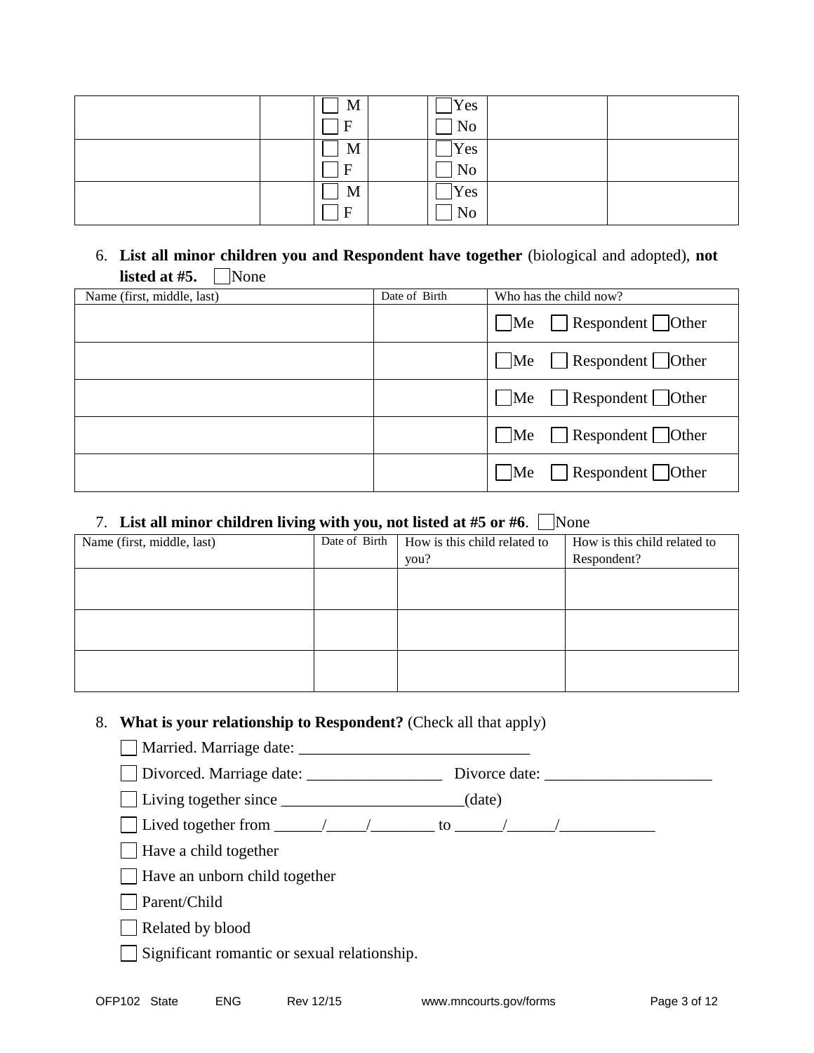| | | | | | |
|---|---|---|---|---|---|
| | | ☐ M ☐ F | | ☐ Yes ☐ No | | |
| | | ☐ M ☐ F | | ☐ Yes ☐ No | | |
| | | ☐ M ☐ F | | ☐ Yes ☐ No | | |

6. **List all minor children you and Respondent have together** (biological and adopted), **not listed at #5.** ☐ None

| Name (first, middle, last) | Date of Birth | Who has the child now? |
|---|---|---|
| | | ☐ Me ☐ Respondent ☐ Other |
| | | ☐ Me ☐ Respondent ☐ Other |
| | | ☐ Me ☐ Respondent ☐ Other |
| | | ☐ Me ☐ Respondent ☐ Other |
| | | ☐ Me ☐ Respondent ☐ Other |

7. **List all minor children living with you, not listed at #5 or #6**. ☐ None

| Name (first, middle, last) | Date of Birth | How is this child related to you? | How is this child related to Respondent? |
|---|---|---|---|
| | | | |
| | | | |
| | | | |

8. **What is your relationship to Respondent?** (Check all that apply)

☐ Married. Marriage date: _____________________________

☐ Divorced. Marriage date: _________________ Divorce date: _____________________

☐ Living together since _______________________(date)

☐ Lived together from ______/_____/________ to ______/______/____________

☐ Have a child together

☐ Have an unborn child together

☐ Parent/Child

☐ Related by blood

☐ Significant romantic or sexual relationship.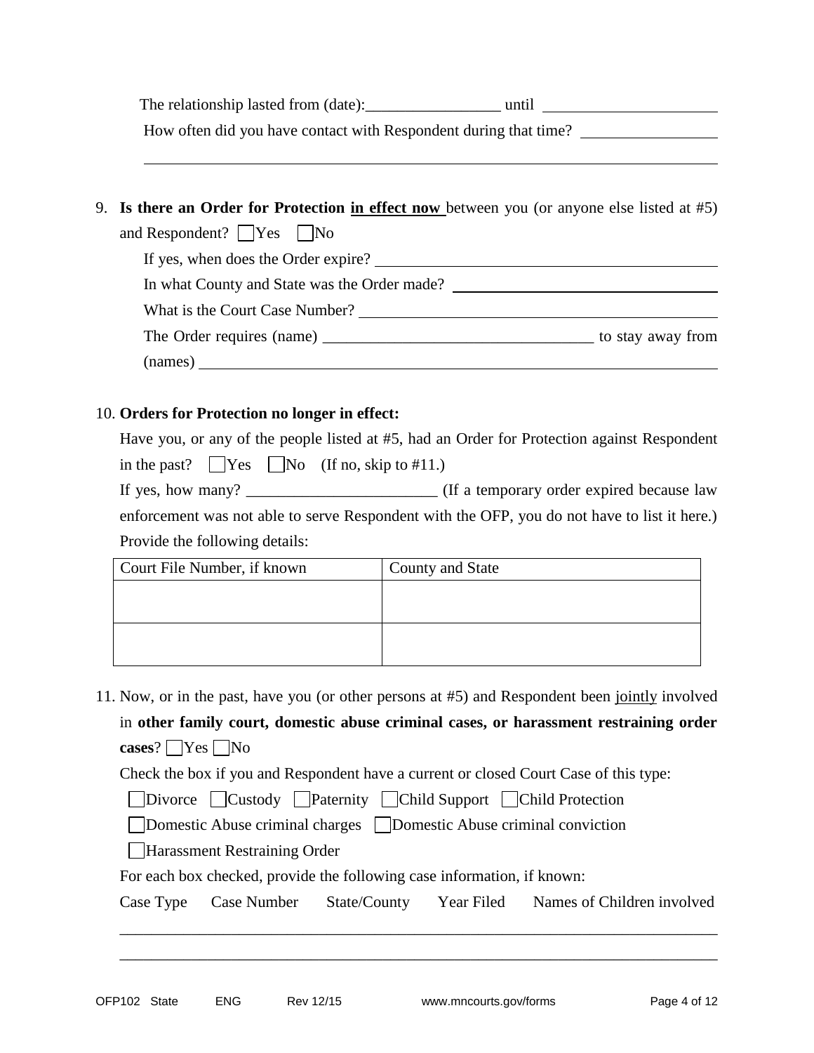The relationship lasted from (date):_________________ until ______________________

How often did you have contact with Respondent during that time? _________________

___________________________________________________________________________

9. **Is there an Order for Protection <u>in effect now</u>** between you (or anyone else listed at #5) and Respondent? ☐ Yes ☐ No

   If yes, when does the Order expire? ____________________________________________

   In what County and State was the Order made? ___________________________________

   What is the Court Case Number? _______________________________________________

   The Order requires (name) __________________________________ to stay away from

   (names) ___________________________________________________________________

10. **Orders for Protection no longer in effect:**

    Have you, or any of the people listed at #5, had an Order for Protection against Respondent in the past? ☐ Yes ☐ No (If no, skip to #11.)

    If yes, how many? ________________________ (If a temporary order expired because law enforcement was not able to serve Respondent with the OFP, you do not have to list it here.)

    Provide the following details:

| Court File Number, if known | County and State |
| --- | --- |
| | |
| | |

11. Now, or in the past, have you (or other persons at #5) and Respondent been <u>jointly</u> involved in **other family court, domestic abuse criminal cases, or harassment restraining order cases**? ☐ Yes ☐ No

    Check the box if you and Respondent have a current or closed Court Case of this type:

    ☐ Divorce ☐ Custody ☐ Paternity ☐ Child Support ☐ Child Protection

    ☐ Domestic Abuse criminal charges ☐ Domestic Abuse criminal conviction

    ☐ Harassment Restraining Order

    For each box checked, provide the following case information, if known:

    Case Type Case Number State/County Year Filed Names of Children involved

    ___________________________________________________________________________

    ___________________________________________________________________________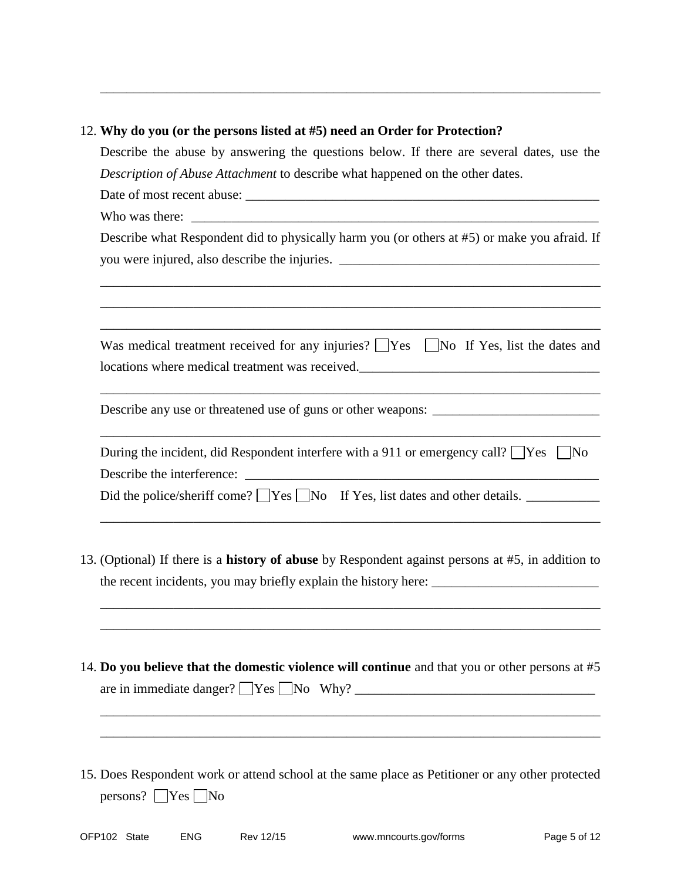\_\_\_\_\_\_\_\_\_\_\_\_\_\_\_\_\_\_\_\_\_\_\_\_\_\_\_\_\_\_\_\_\_\_\_\_\_\_\_\_\_\_\_\_\_\_\_\_\_\_\_\_\_\_\_\_\_\_\_\_\_\_\_\_\_\_\_\_\_\_\_\_\_\_\_

12. **Why do you (or the persons listed at #5) need an Order for Protection?**

    Describe the abuse by answering the questions below. If there are several dates, use the *Description of Abuse Attachment* to describe what happened on the other dates.

    Date of most recent abuse: \_\_\_\_\_\_\_\_\_\_\_\_\_\_\_\_\_\_\_\_\_\_\_\_\_\_\_\_\_\_\_\_\_\_\_\_\_\_\_\_\_\_\_\_\_\_\_\_\_\_\_\_\_\_\_\_\_\_

    Who was there: \_\_\_\_\_\_\_\_\_\_\_\_\_\_\_\_\_\_\_\_\_\_\_\_\_\_\_\_\_\_\_\_\_\_\_\_\_\_\_\_\_\_\_\_\_\_\_\_\_\_\_\_\_\_\_\_\_\_\_\_\_\_\_\_

    Describe what Respondent did to physically harm you (or others at #5) or make you afraid. If you were injured, also describe the injuries. \_\_\_\_\_\_\_\_\_\_\_\_\_\_\_\_\_\_\_\_\_\_\_\_\_\_\_\_\_\_\_\_\_\_\_\_\_\_\_\_\_\_\_\_

    \_\_\_\_\_\_\_\_\_\_\_\_\_\_\_\_\_\_\_\_\_\_\_\_\_\_\_\_\_\_\_\_\_\_\_\_\_\_\_\_\_\_\_\_\_\_\_\_\_\_\_\_\_\_\_\_\_\_\_\_\_\_\_\_\_\_\_\_\_\_\_\_\_\_\_

    \_\_\_\_\_\_\_\_\_\_\_\_\_\_\_\_\_\_\_\_\_\_\_\_\_\_\_\_\_\_\_\_\_\_\_\_\_\_\_\_\_\_\_\_\_\_\_\_\_\_\_\_\_\_\_\_\_\_\_\_\_\_\_\_\_\_\_\_\_\_\_\_\_\_\_

    \_\_\_\_\_\_\_\_\_\_\_\_\_\_\_\_\_\_\_\_\_\_\_\_\_\_\_\_\_\_\_\_\_\_\_\_\_\_\_\_\_\_\_\_\_\_\_\_\_\_\_\_\_\_\_\_\_\_\_\_\_\_\_\_\_\_\_\_\_\_\_\_\_\_\_

    Was medical treatment received for any injuries? ☐ Yes ☐ No If Yes, list the dates and locations where medical treatment was received. \_\_\_\_\_\_\_\_\_\_\_\_\_\_\_\_\_\_\_\_\_\_\_\_\_\_\_\_\_\_\_\_\_\_\_\_\_\_\_

    \_\_\_\_\_\_\_\_\_\_\_\_\_\_\_\_\_\_\_\_\_\_\_\_\_\_\_\_\_\_\_\_\_\_\_\_\_\_\_\_\_\_\_\_\_\_\_\_\_\_\_\_\_\_\_\_\_\_\_\_\_\_\_\_\_\_\_\_\_\_\_\_\_\_\_

    Describe any use or threatened use of guns or other weapons: \_\_\_\_\_\_\_\_\_\_\_\_\_\_\_\_\_\_\_\_\_\_\_\_\_\_\_

    \_\_\_\_\_\_\_\_\_\_\_\_\_\_\_\_\_\_\_\_\_\_\_\_\_\_\_\_\_\_\_\_\_\_\_\_\_\_\_\_\_\_\_\_\_\_\_\_\_\_\_\_\_\_\_\_\_\_\_\_\_\_\_\_\_\_\_\_\_\_\_\_\_\_\_

    During the incident, did Respondent interfere with a 911 or emergency call? ☐ Yes ☐ No

    Describe the interference: \_\_\_\_\_\_\_\_\_\_\_\_\_\_\_\_\_\_\_\_\_\_\_\_\_\_\_\_\_\_\_\_\_\_\_\_\_\_\_\_\_\_\_\_\_\_\_\_\_\_\_\_\_\_\_\_\_\_

    Did the police/sheriff come? ☐ Yes ☐ No If Yes, list dates and other details. \_\_\_\_\_\_\_\_\_\_\_\_

    \_\_\_\_\_\_\_\_\_\_\_\_\_\_\_\_\_\_\_\_\_\_\_\_\_\_\_\_\_\_\_\_\_\_\_\_\_\_\_\_\_\_\_\_\_\_\_\_\_\_\_\_\_\_\_\_\_\_\_\_\_\_\_\_\_\_\_\_\_\_\_\_\_\_\_

13. (Optional) If there is a **history of abuse** by Respondent against persons at #5, in addition to the recent incidents, you may briefly explain the history here: \_\_\_\_\_\_\_\_\_\_\_\_\_\_\_\_\_\_\_\_\_\_\_\_\_\_\_

    \_\_\_\_\_\_\_\_\_\_\_\_\_\_\_\_\_\_\_\_\_\_\_\_\_\_\_\_\_\_\_\_\_\_\_\_\_\_\_\_\_\_\_\_\_\_\_\_\_\_\_\_\_\_\_\_\_\_\_\_\_\_\_\_\_\_\_\_\_\_\_\_\_\_\_

    \_\_\_\_\_\_\_\_\_\_\_\_\_\_\_\_\_\_\_\_\_\_\_\_\_\_\_\_\_\_\_\_\_\_\_\_\_\_\_\_\_\_\_\_\_\_\_\_\_\_\_\_\_\_\_\_\_\_\_\_\_\_\_\_\_\_\_\_\_\_\_\_\_\_\_

14. **Do you believe that the domestic violence will continue** and that you or other persons at #5 are in immediate danger? ☐ Yes ☐ No Why? \_\_\_\_\_\_\_\_\_\_\_\_\_\_\_\_\_\_\_\_\_\_\_\_\_\_\_\_\_\_\_\_\_\_\_\_\_\_

    \_\_\_\_\_\_\_\_\_\_\_\_\_\_\_\_\_\_\_\_\_\_\_\_\_\_\_\_\_\_\_\_\_\_\_\_\_\_\_\_\_\_\_\_\_\_\_\_\_\_\_\_\_\_\_\_\_\_\_\_\_\_\_\_\_\_\_\_\_\_\_\_\_\_\_

    \_\_\_\_\_\_\_\_\_\_\_\_\_\_\_\_\_\_\_\_\_\_\_\_\_\_\_\_\_\_\_\_\_\_\_\_\_\_\_\_\_\_\_\_\_\_\_\_\_\_\_\_\_\_\_\_\_\_\_\_\_\_\_\_\_\_\_\_\_\_\_\_\_\_\_

15. Does Respondent work or attend school at the same place as Petitioner or any other protected persons? ☐ Yes ☐ No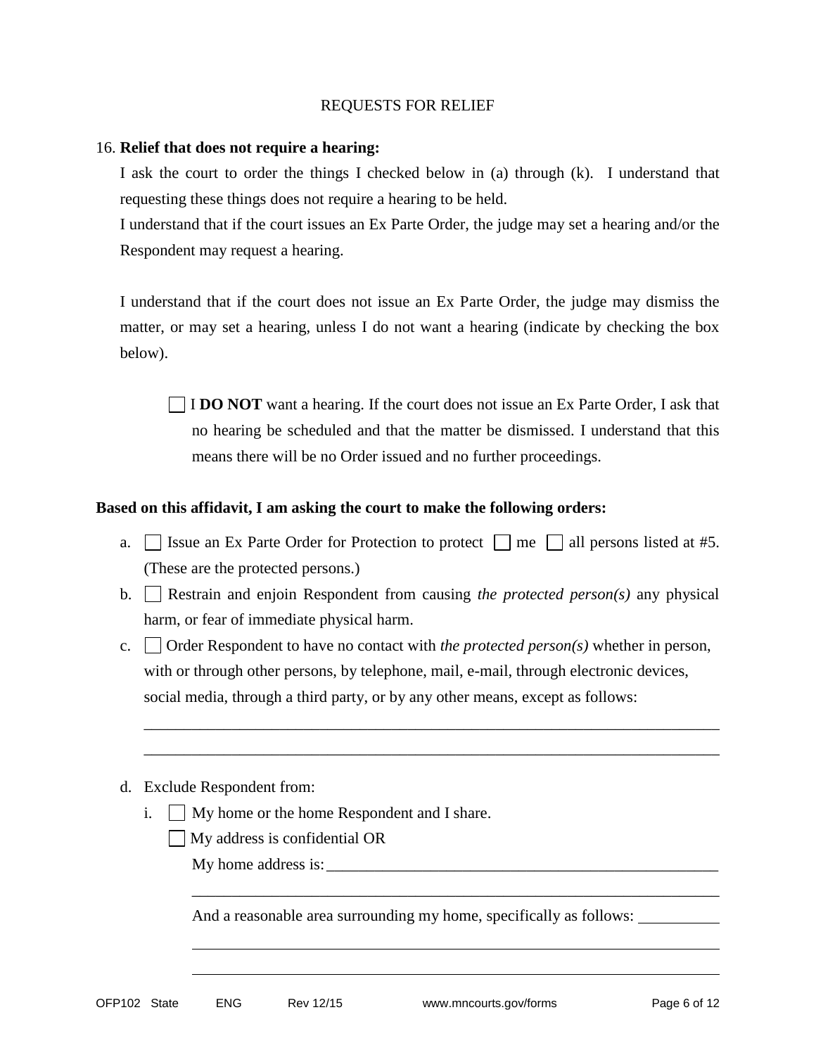REQUESTS FOR RELIEF

16. **Relief that does not require a hearing:**

I ask the court to order the things I checked below in (a) through (k). I understand that requesting these things does not require a hearing to be held.

I understand that if the court issues an Ex Parte Order, the judge may set a hearing and/or the Respondent may request a hearing.

I understand that if the court does not issue an Ex Parte Order, the judge may dismiss the matter, or may set a hearing, unless I do not want a hearing (indicate by checking the box below).

☐ I **DO NOT** want a hearing. If the court does not issue an Ex Parte Order, I ask that no hearing be scheduled and that the matter be dismissed. I understand that this means there will be no Order issued and no further proceedings.

**Based on this affidavit, I am asking the court to make the following orders:**

a. ☐ Issue an Ex Parte Order for Protection to protect ☐ me ☐ all persons listed at #5. (These are the protected persons.)

b. ☐ Restrain and enjoin Respondent from causing *the protected person(s)* any physical harm, or fear of immediate physical harm.

c. ☐ Order Respondent to have no contact with *the protected person(s)* whether in person, with or through other persons, by telephone, mail, e-mail, through electronic devices, social media, through a third party, or by any other means, except as follows:

_______________________________________________________________________

_______________________________________________________________________

d. Exclude Respondent from:

i. ☐ My home or the home Respondent and I share.

☐ My address is confidential OR

My home address is: ___________________________________________________

_______________________________________________________________________

And a reasonable area surrounding my home, specifically as follows: __________

_______________________________________________________________________

_______________________________________________________________________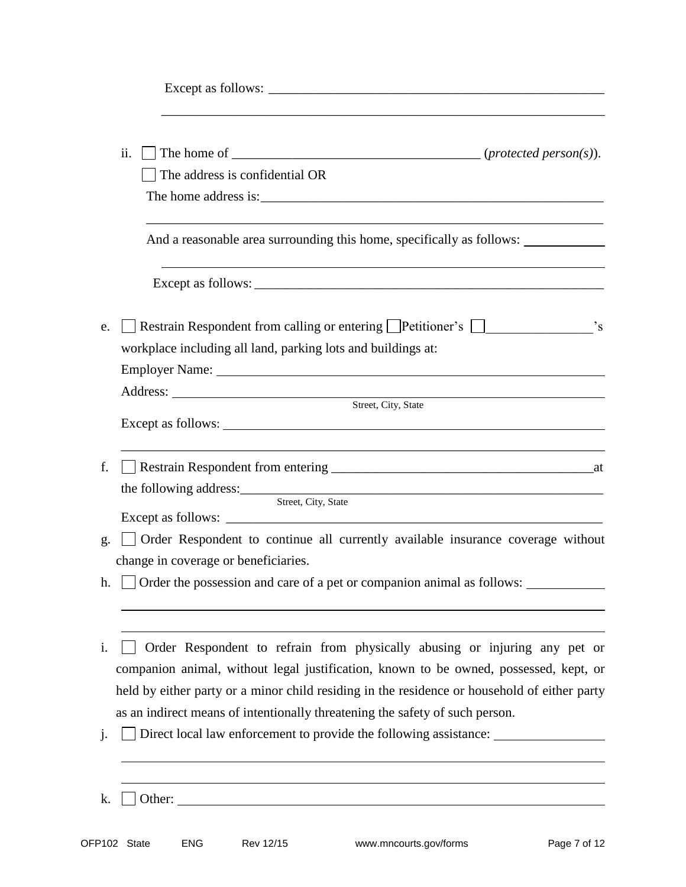Except as follows: ____________________________________________________

_________________________________________________________________

ii. ☐ The home of ____________________________________ (*protected person(s)*).

☐ The address is confidential OR

The home address is:_____________________________________________________

_________________________________________________________________

And a reasonable area surrounding this home, specifically as follows: ____________

_________________________________________________________________

Except as follows: ____________________________________________________

e. ☐ Restrain Respondent from calling or entering ☐ Petitioner's ☐ _______________'s workplace including all land, parking lots and buildings at:

Employer Name: _______________________________________________________

Address: _____________________________________________________________
Street, City, State

Except as follows: _____________________________________________________

_________________________________________________________________

f. ☐ Restrain Respondent from entering ______________________________________at the following address:_______________________________________________________
Street, City, State

Except as follows: _____________________________________________________

g. ☐ Order Respondent to continue all currently available insurance coverage without change in coverage or beneficiaries.

h. ☐ Order the possession and care of a pet or companion animal as follows: ___________

_________________________________________________________________

_________________________________________________________________

i. ☐ Order Respondent to refrain from physically abusing or injuring any pet or companion animal, without legal justification, known to be owned, possessed, kept, or held by either party or a minor child residing in the residence or household of either party as an indirect means of intentionally threatening the safety of such person.

j. ☐ Direct local law enforcement to provide the following assistance: ________________

_________________________________________________________________

_________________________________________________________________

k. ☐ Other: ___________________________________________________________

OFP102 State ENG Rev 12/15 www.mncourts.gov/forms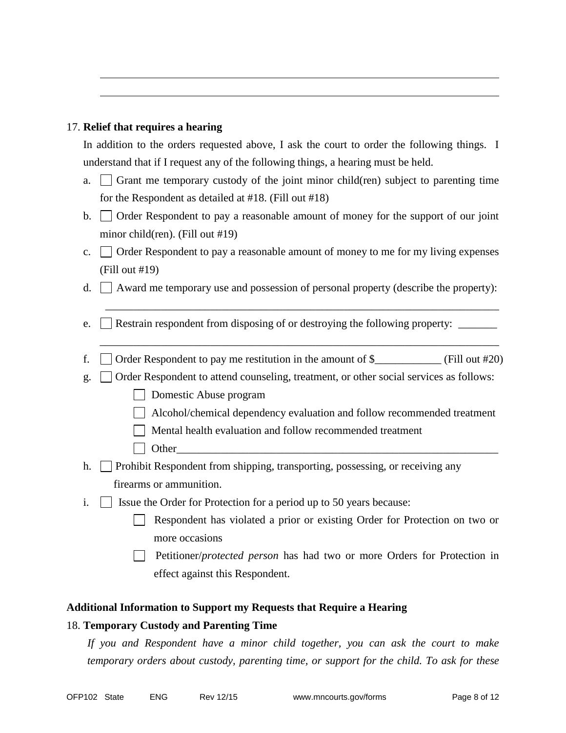______________________________________________________________________

______________________________________________________________________

17. **Relief that requires a hearing**

In addition to the orders requested above, I ask the court to order the following things. I understand that if I request any of the following things, a hearing must be held.

a. ☐ Grant me temporary custody of the joint minor child(ren) subject to parenting time for the Respondent as detailed at #18. (Fill out #18)

b. ☐ Order Respondent to pay a reasonable amount of money for the support of our joint minor child(ren). (Fill out #19)

c. ☐ Order Respondent to pay a reasonable amount of money to me for my living expenses (Fill out #19)

d. ☐ Award me temporary use and possession of personal property (describe the property):
______________________________________________________________________

e. ☐ Restrain respondent from disposing of or destroying the following property: _______
______________________________________________________________________

f. ☐ Order Respondent to pay me restitution in the amount of $____________ (Fill out #20)

g. ☐ Order Respondent to attend counseling, treatment, or other social services as follows:

- ☐ Domestic Abuse program
- ☐ Alcohol/chemical dependency evaluation and follow recommended treatment
- ☐ Mental health evaluation and follow recommended treatment
- ☐ Other_______________________________________________________________

h. ☐ Prohibit Respondent from shipping, transporting, possessing, or receiving any firearms or ammunition.

i. ☐ Issue the Order for Protection for a period up to 50 years because:

- ☐ Respondent has violated a prior or existing Order for Protection on two or more occasions
- ☐ Petitioner/*protected person* has had two or more Orders for Protection in effect against this Respondent.

**Additional Information to Support my Requests that Require a Hearing**

18. **Temporary Custody and Parenting Time**

*If you and Respondent have a minor child together, you can ask the court to make temporary orders about custody, parenting time, or support for the child. To ask for these*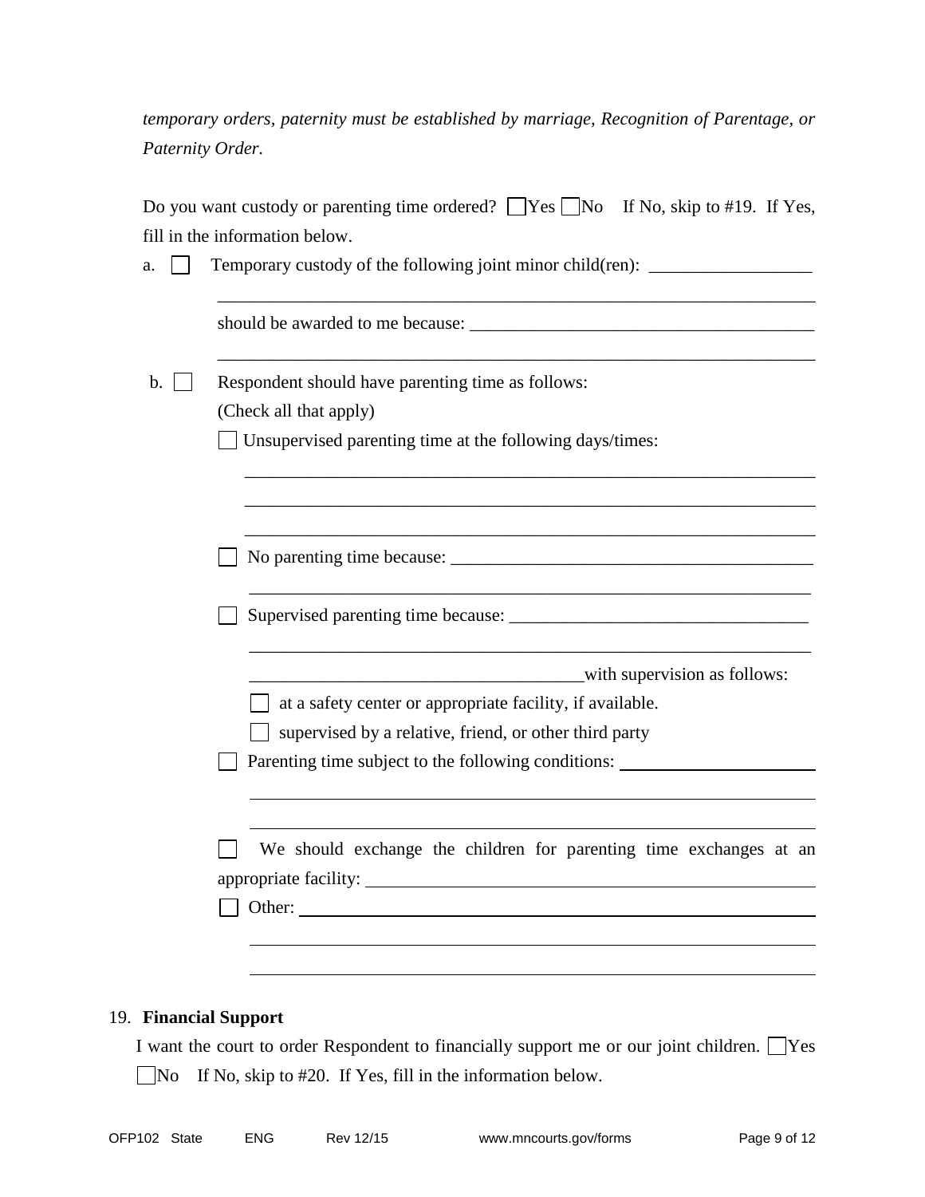*temporary orders, paternity must be established by marriage, Recognition of Parentage, or Paternity Order.*

Do you want custody or parenting time ordered? ☐ Yes ☐ No If No, skip to #19. If Yes, fill in the information below.

a. ☐ Temporary custody of the following joint minor child(ren): ____________________

____________________________________________________________________

should be awarded to me because: ______________________________________

____________________________________________________________________

b. ☐ Respondent should have parenting time as follows:

(Check all that apply)

☐ Unsupervised parenting time at the following days/times:

____________________________________________________________________

____________________________________________________________________

____________________________________________________________________

☐ No parenting time because: ________________________________________

____________________________________________________________________

☐ Supervised parenting time because: __________________________________

____________________________________________________________________

______________________________________ with supervision as follows:

☐ at a safety center or appropriate facility, if available.

☐ supervised by a relative, friend, or other third party

☐ Parenting time subject to the following conditions: ______________________

____________________________________________________________________

____________________________________________________________________

☐ We should exchange the children for parenting time exchanges at an appropriate facility: ____________________________________________________

☐ Other: ______________________________________________________________

____________________________________________________________________

____________________________________________________________________

19. **Financial Support**

I want the court to order Respondent to financially support me or our joint children. ☐ Yes ☐ No If No, skip to #20. If Yes, fill in the information below.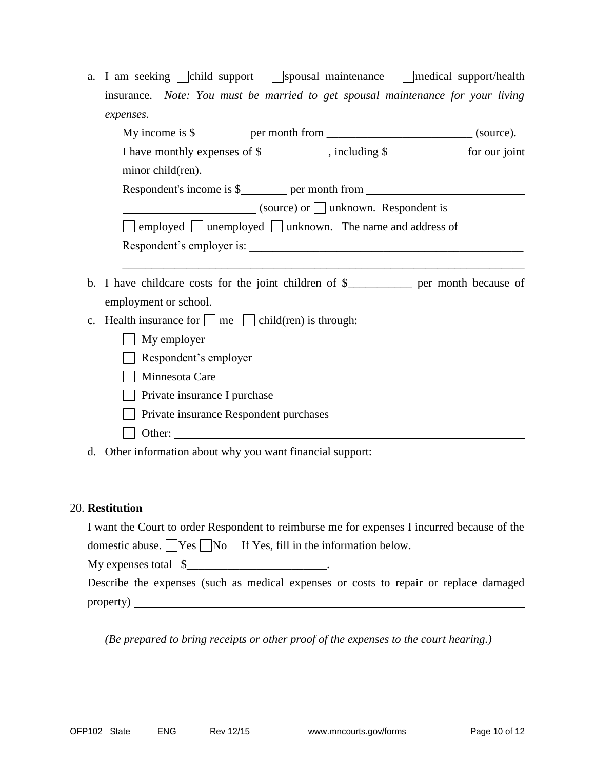a. I am seeking ☐ child support ☐ spousal maintenance ☐ medical support/health insurance. *Note: You must be married to get spousal maintenance for your living expenses.*

   My income is $_________ per month from _________________________ (source).

   I have monthly expenses of $___________, including $_____________ for our joint minor child(ren).

   Respondent's income is $________ per month from ___________________________ _______________________ (source) or ☐ unknown. Respondent is ☐ employed ☐ unemployed ☐ unknown. The name and address of Respondent's employer is: ________________________________________________ ________________________________________________________________

b. I have childcare costs for the joint children of $___________ per month because of employment or school.

c. Health insurance for ☐ me ☐ child(ren) is through:

   ☐ My employer

   ☐ Respondent's employer

   ☐ Minnesota Care

   ☐ Private insurance I purchase

   ☐ Private insurance Respondent purchases

   ☐ Other: ___________________________________________________________

d. Other information about why you want financial support: _________________________ ________________________________________________________________

20. **Restitution**

I want the Court to order Respondent to reimburse me for expenses I incurred because of the domestic abuse. ☐ Yes ☐ No If Yes, fill in the information below.

My expenses total $________________________.

Describe the expenses (such as medical expenses or costs to repair or replace damaged property) _________________________________________________________________ ________________________________________________________________

*(Be prepared to bring receipts or other proof of the expenses to the court hearing.)*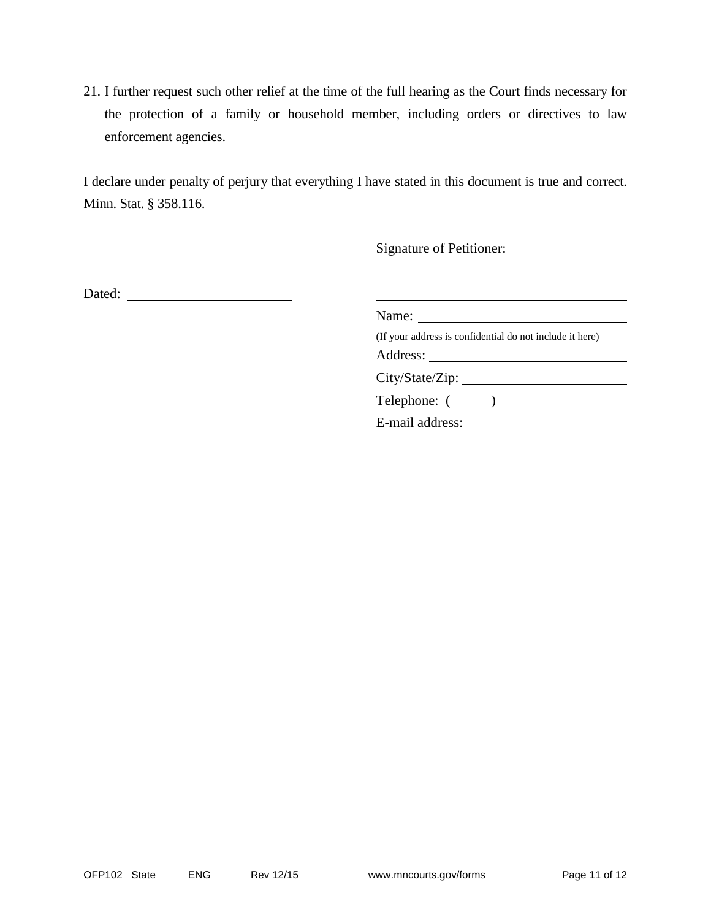21. I further request such other relief at the time of the full hearing as the Court finds necessary for the protection of a family or household member, including orders or directives to law enforcement agencies.

I declare under penalty of perjury that everything I have stated in this document is true and correct. Minn. Stat. § 358.116.

Signature of Petitioner:

Dated: ______________________

______________________________

Name: ______________________

(If your address is confidential do not include it here)

Address: ______________________

City/State/Zip: ______________________

Telephone: (      ) ______________________

E-mail address: ______________________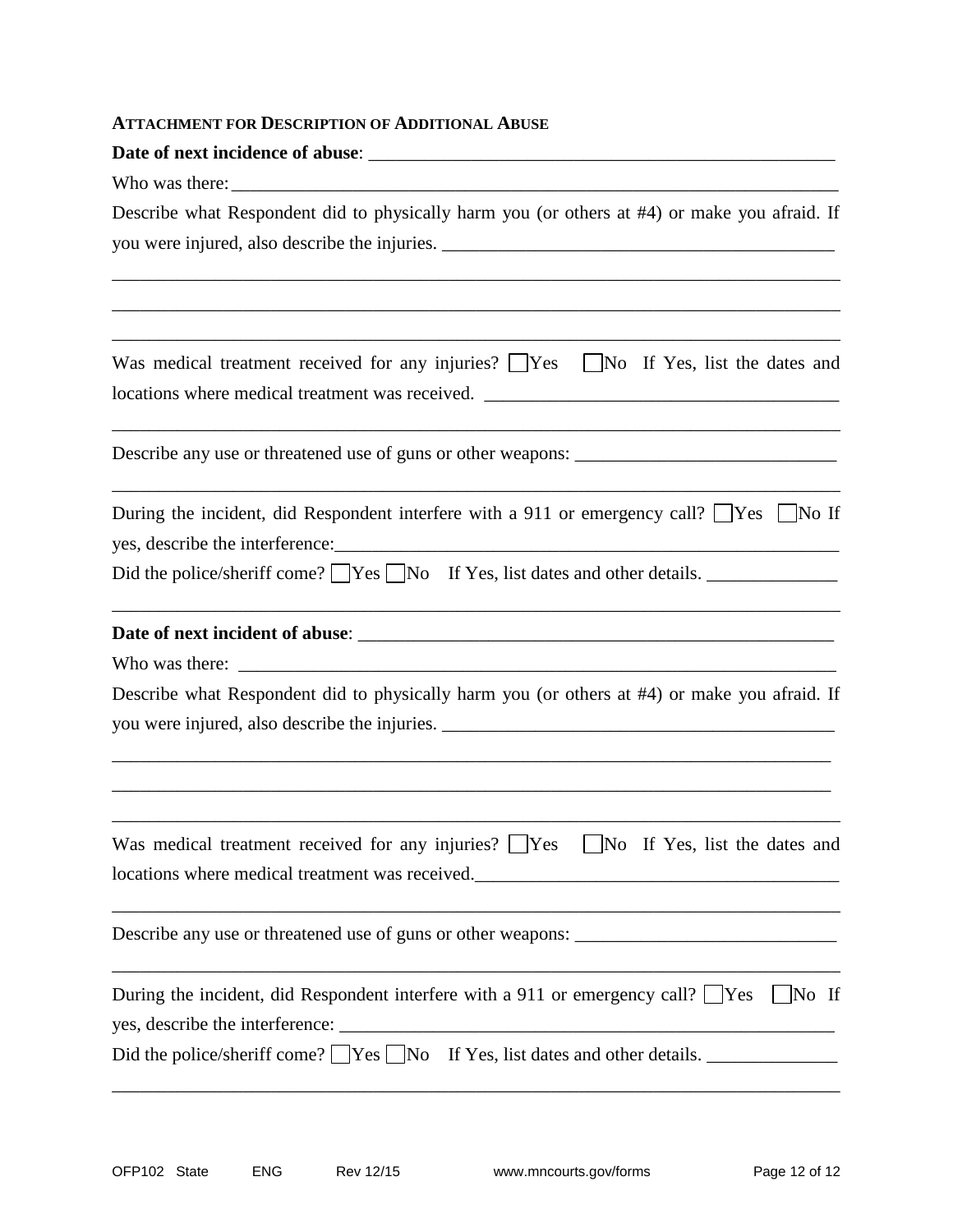**ATTACHMENT FOR DESCRIPTION OF ADDITIONAL ABUSE**

**Date of next incidence of abuse**: ____________________________________________

Who was there: ________________________________________________________

Describe what Respondent did to physically harm you (or others at #4) or make you afraid. If you were injured, also describe the injuries. ______________________________________

________________________________________________________________________

________________________________________________________________________

________________________________________________________________________

Was medical treatment received for any injuries? ☐ Yes ☐ No If Yes, list the dates and locations where medical treatment was received. ______________________________

________________________________________________________________________

Describe any use or threatened use of guns or other weapons: ________________________

________________________________________________________________________

During the incident, did Respondent interfere with a 911 or emergency call? ☐ Yes ☐ No If yes, describe the interference: ________________________________________________

Did the police/sheriff come? ☐ Yes ☐ No If Yes, list dates and other details. ____________

________________________________________________________________________

**Date of next incident of abuse**: ____________________________________________

Who was there: ________________________________________________________

Describe what Respondent did to physically harm you (or others at #4) or make you afraid. If you were injured, also describe the injuries. ______________________________________

________________________________________________________________________

________________________________________________________________________

________________________________________________________________________

Was medical treatment received for any injuries? ☐ Yes ☐ No If Yes, list the dates and locations where medical treatment was received. ______________________________

________________________________________________________________________

Describe any use or threatened use of guns or other weapons: ________________________

________________________________________________________________________

During the incident, did Respondent interfere with a 911 or emergency call? ☐ Yes ☐ No If yes, describe the interference: ________________________________________________

Did the police/sheriff come? ☐ Yes ☐ No If Yes, list dates and other details. ____________

________________________________________________________________________